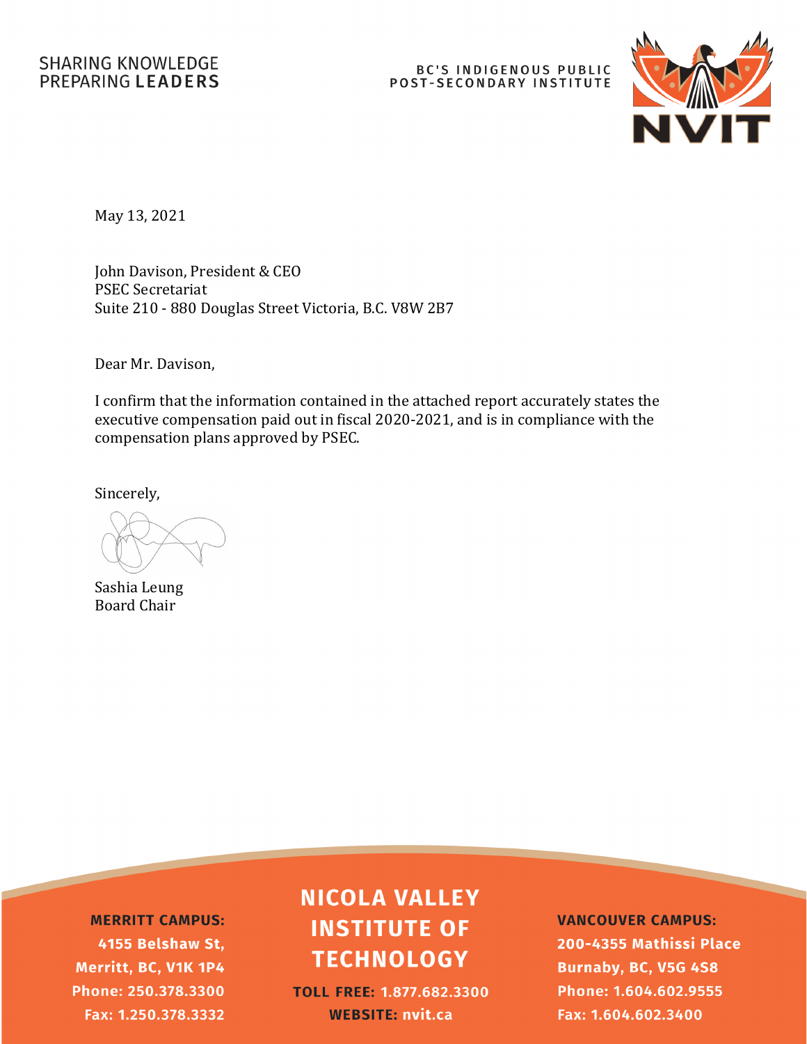SHARING KNOWLEDGE
PREPARING **LEADERS**

BC'S INDIGENOUS PUBLIC
POST-SECONDARY INSTITUTE

NVIT

May 13, 2021

John Davison, President & CEO
PSEC Secretariat
Suite 210 - 880 Douglas Street Victoria, B.C. V8W 2B7

Dear Mr. Davison,

I confirm that the information contained in the attached report accurately states the executive compensation paid out in fiscal 2020-2021, and is in compliance with the compensation plans approved by PSEC.

Sincerely,

Sashia Leung
Board Chair

**MERRITT CAMPUS:**
**4155 Belshaw St,**
**Merritt, BC, V1K 1P4**
**Phone: 250.378.3300**
**Fax: 1.250.378.3332**

**NICOLA VALLEY INSTITUTE OF TECHNOLOGY**

**TOLL FREE: 1.877.682.3300**
**WEBSITE: nvit.ca**

**VANCOUVER CAMPUS:**
**200-4355 Mathissi Place**
**Burnaby, BC, V5G 4S8**
**Phone: 1.604.602.9555**
**Fax: 1.604.602.3400**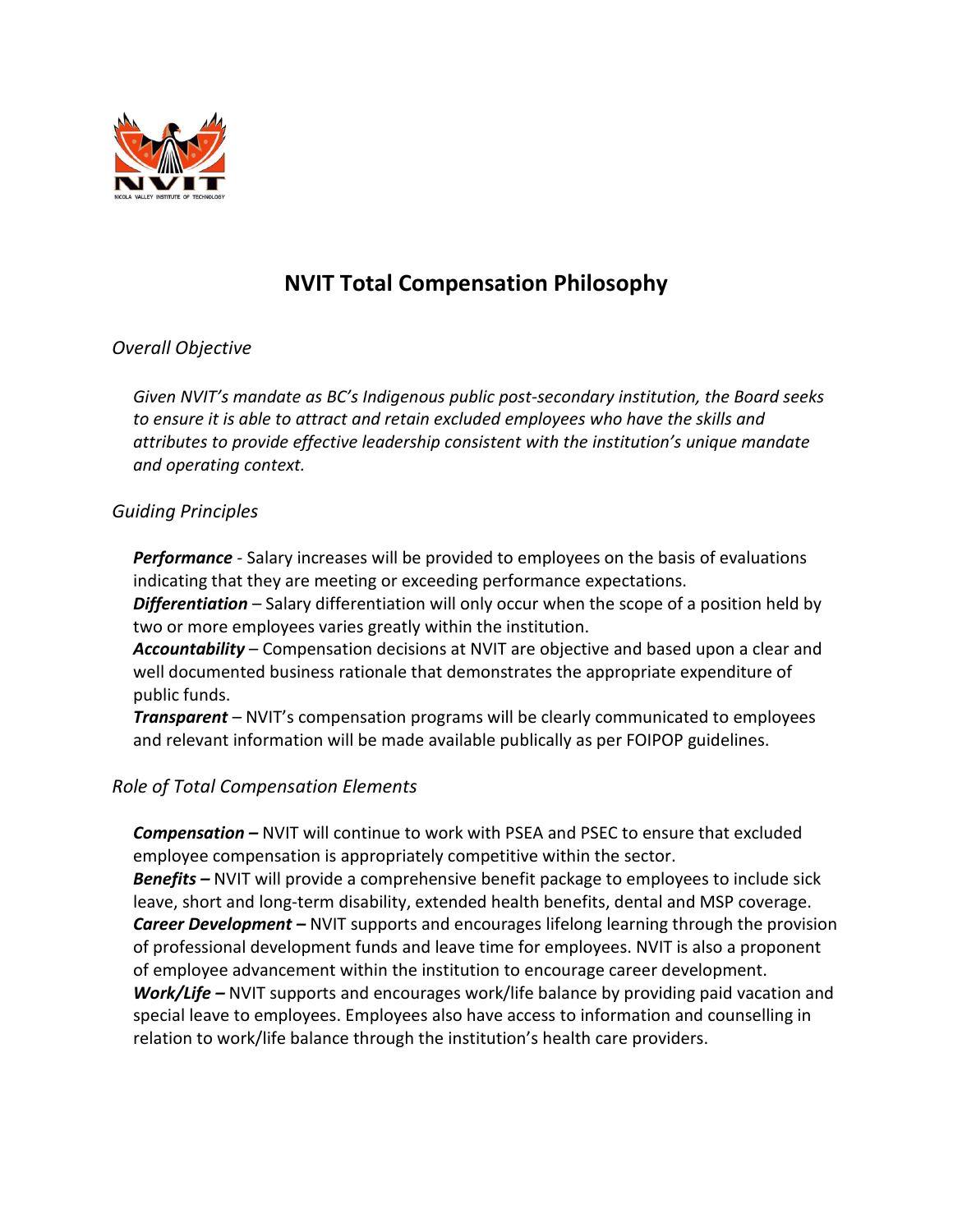# NVIT Total Compensation Philosophy

*Overall Objective*

*Given NVIT's mandate as BC's Indigenous public post-secondary institution, the Board seeks to ensure it is able to attract and retain excluded employees who have the skills and attributes to provide effective leadership consistent with the institution's unique mandate and operating context.*

*Guiding Principles*

***Performance*** - Salary increases will be provided to employees on the basis of evaluations indicating that they are meeting or exceeding performance expectations.
***Differentiation*** – Salary differentiation will only occur when the scope of a position held by two or more employees varies greatly within the institution.
***Accountability*** – Compensation decisions at NVIT are objective and based upon a clear and well documented business rationale that demonstrates the appropriate expenditure of public funds.
***Transparent*** – NVIT's compensation programs will be clearly communicated to employees and relevant information will be made available publically as per FOIPOP guidelines.

*Role of Total Compensation Elements*

***Compensation –*** NVIT will continue to work with PSEA and PSEC to ensure that excluded employee compensation is appropriately competitive within the sector.
***Benefits –*** NVIT will provide a comprehensive benefit package to employees to include sick leave, short and long-term disability, extended health benefits, dental and MSP coverage.
***Career Development –*** NVIT supports and encourages lifelong learning through the provision of professional development funds and leave time for employees. NVIT is also a proponent of employee advancement within the institution to encourage career development.
***Work/Life –*** NVIT supports and encourages work/life balance by providing paid vacation and special leave to employees. Employees also have access to information and counselling in relation to work/life balance through the institution's health care providers.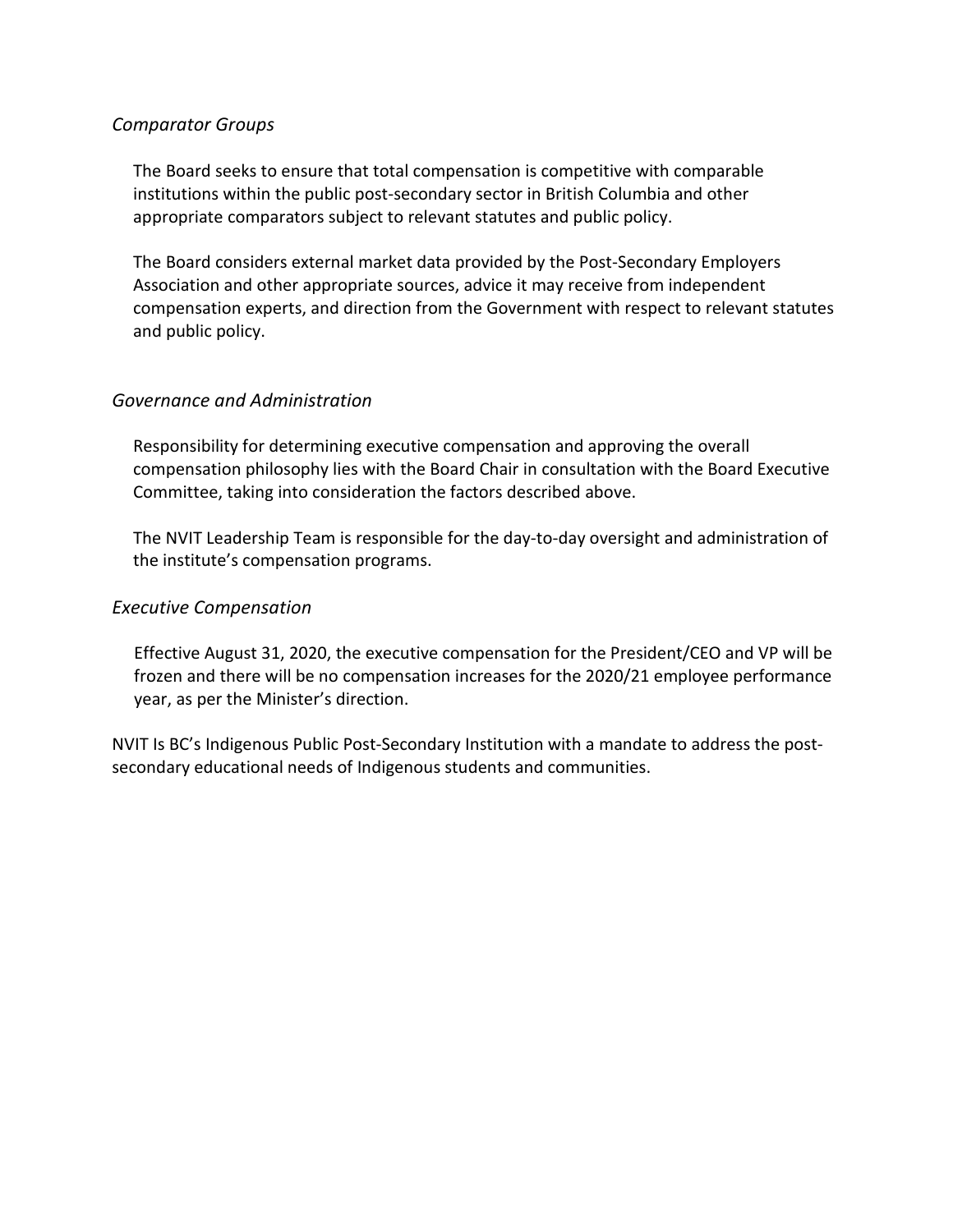*Comparator Groups*

The Board seeks to ensure that total compensation is competitive with comparable institutions within the public post-secondary sector in British Columbia and other appropriate comparators subject to relevant statutes and public policy.

The Board considers external market data provided by the Post-Secondary Employers Association and other appropriate sources, advice it may receive from independent compensation experts, and direction from the Government with respect to relevant statutes and public policy.

*Governance and Administration*

Responsibility for determining executive compensation and approving the overall compensation philosophy lies with the Board Chair in consultation with the Board Executive Committee, taking into consideration the factors described above.

The NVIT Leadership Team is responsible for the day-to-day oversight and administration of the institute's compensation programs.

*Executive Compensation*

Effective August 31, 2020, the executive compensation for the President/CEO and VP will be frozen and there will be no compensation increases for the 2020/21 employee performance year, as per the Minister's direction.

NVIT Is BC's Indigenous Public Post-Secondary Institution with a mandate to address the post-secondary educational needs of Indigenous students and communities.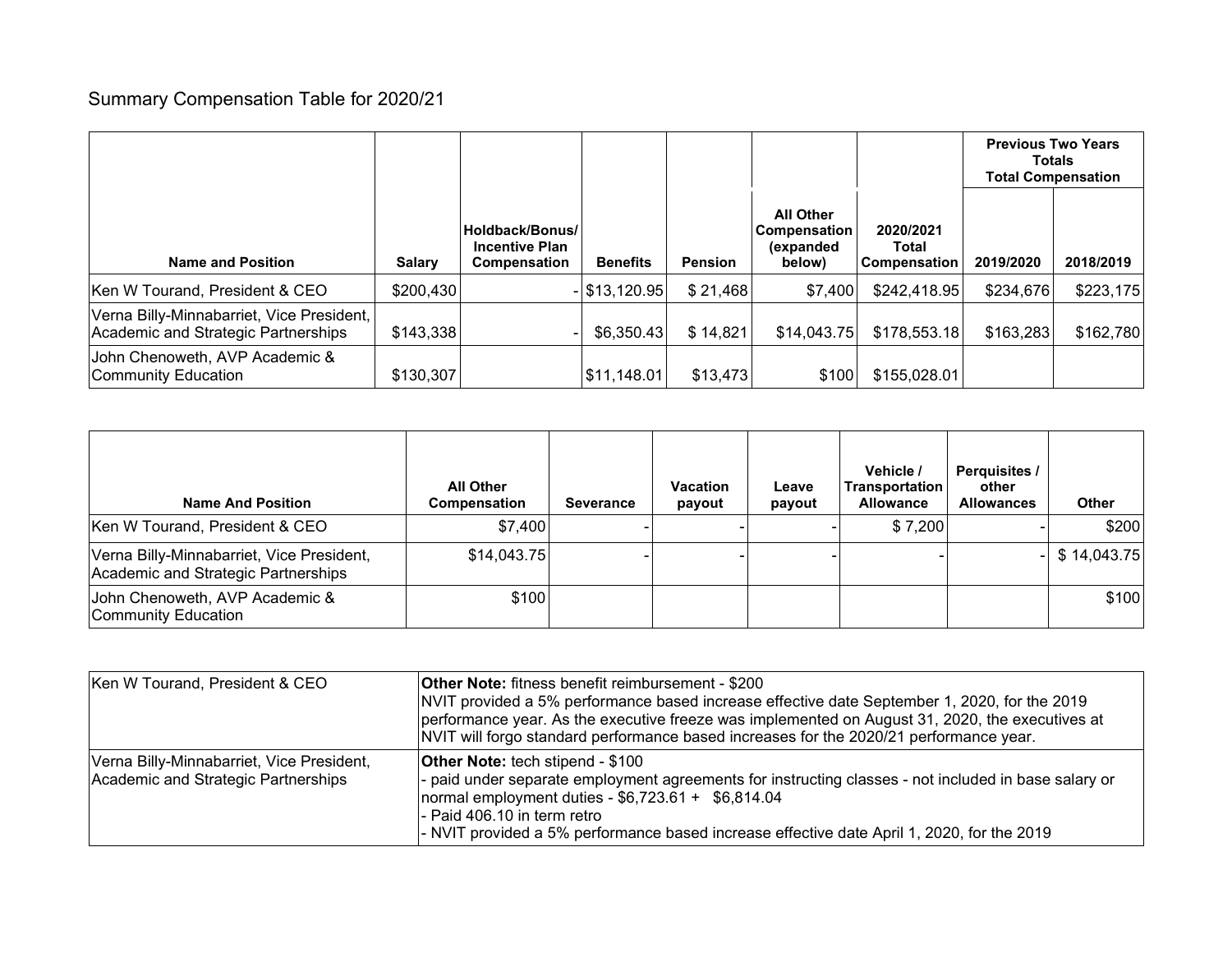# Summary Compensation Table for 2020/21

| Name and Position | Salary | Holdback/Bonus/ Incentive Plan Compensation | Benefits | Pension | All Other Compensation (expanded below) | 2020/2021 Total Compensation | Previous Two Years Totals Total Compensation 2019/2020 | 2018/2019 |
|---|---|---|---|---|---|---|---|---|
| Ken W Tourand, President & CEO | $200,430 | - | $13,120.95 | $ 21,468 | $7,400 | $242,418.95 | $234,676 | $223,175 |
| Verna Billy-Minnabarriet, Vice President, Academic and Strategic Partnerships | $143,338 | - | $6,350.43 | $ 14,821 | $14,043.75 | $178,553.18 | $163,283 | $162,780 |
| John Chenoweth, AVP Academic & Community Education | $130,307 | | $11,148.01 | $13,473 | $100 | $155,028.01 | | |

| Name And Position | All Other Compensation | Severance | Vacation payout | Leave payout | Vehicle / Transportation Allowance | Perquisites / other Allowances | Other |
|---|---|---|---|---|---|---|---|
| Ken W Tourand, President & CEO | $7,400 | - | - | - | $ 7,200 | - | $200 |
| Verna Billy-Minnabarriet, Vice President, Academic and Strategic Partnerships | $14,043.75 | - | - | - | - | - | $ 14,043.75 |
| John Chenoweth, AVP Academic & Community Education | $100 | | | | | | $100 |

| | |
|---|---|
| Ken W Tourand, President & CEO | **Other Note:** fitness benefit reimbursement - $200<br>NVIT provided a 5% performance based increase effective date September 1, 2020, for the 2019 performance year. As the executive freeze was implemented on August 31, 2020, the executives at NVIT will forgo standard performance based increases for the 2020/21 performance year. |
| Verna Billy-Minnabarriet, Vice President, Academic and Strategic Partnerships | **Other Note:** tech stipend - $100<br>- paid under separate employment agreements for instructing classes - not included in base salary or normal employment duties - $6,723.61 + $6,814.04<br>- Paid 406.10 in term retro<br>- NVIT provided a 5% performance based increase effective date April 1, 2020, for the 2019 |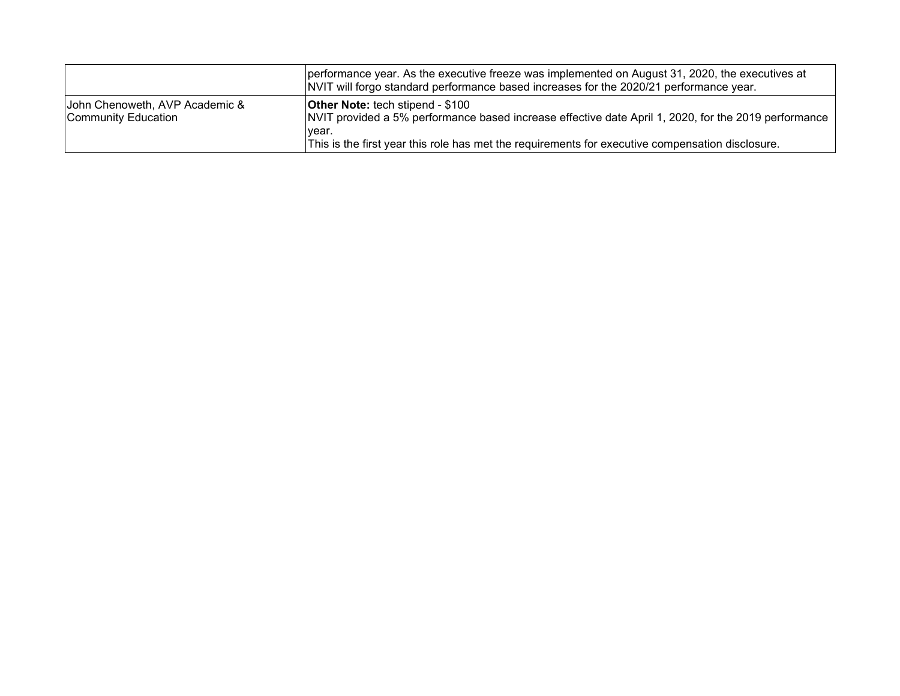| | |
|---|---|
| | performance year. As the executive freeze was implemented on August 31, 2020, the executives at NVIT will forgo standard performance based increases for the 2020/21 performance year. |
| John Chenoweth, AVP Academic & Community Education | **Other Note:** tech stipend - $100<br>NVIT provided a 5% performance based increase effective date April 1, 2020, for the 2019 performance year.<br>This is the first year this role has met the requirements for executive compensation disclosure. |